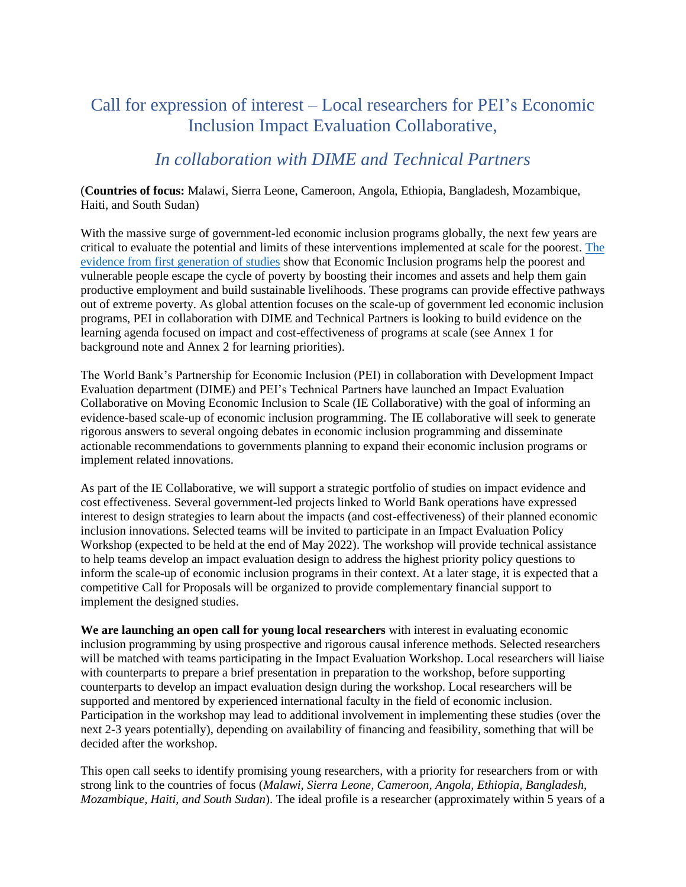# Call for expression of interest – Local researchers for PEI's Economic Inclusion Impact Evaluation Collaborative,

## *In collaboration with DIME and Technical Partners*

(**Countries of focus:** Malawi, Sierra Leone, Cameroon, Angola, Ethiopia, Bangladesh, Mozambique, Haiti, and South Sudan)

With the massive surge of government-led economic inclusion programs globally, the next few years are critical to evaluate the potential and limits of these interventions implemented at scale for the poorest. [The evidence from first generation of studies]() show that Economic Inclusion programs help the poorest and vulnerable people escape the cycle of poverty by boosting their incomes and assets and help them gain productive employment and build sustainable livelihoods. These programs can provide effective pathways out of extreme poverty. As global attention focuses on the scale-up of government led economic inclusion programs, PEI in collaboration with DIME and Technical Partners is looking to build evidence on the learning agenda focused on impact and cost-effectiveness of programs at scale (see Annex 1 for background note and Annex 2 for learning priorities).

The World Bank's Partnership for Economic Inclusion (PEI) in collaboration with Development Impact Evaluation department (DIME) and PEI's Technical Partners have launched an Impact Evaluation Collaborative on Moving Economic Inclusion to Scale (IE Collaborative) with the goal of informing an evidence-based scale-up of economic inclusion programming. The IE collaborative will seek to generate rigorous answers to several ongoing debates in economic inclusion programming and disseminate actionable recommendations to governments planning to expand their economic inclusion programs or implement related innovations.

As part of the IE Collaborative, we will support a strategic portfolio of studies on impact evidence and cost effectiveness. Several government-led projects linked to World Bank operations have expressed interest to design strategies to learn about the impacts (and cost-effectiveness) of their planned economic inclusion innovations. Selected teams will be invited to participate in an Impact Evaluation Policy Workshop (expected to be held at the end of May 2022). The workshop will provide technical assistance to help teams develop an impact evaluation design to address the highest priority policy questions to inform the scale-up of economic inclusion programs in their context. At a later stage, it is expected that a competitive Call for Proposals will be organized to provide complementary financial support to implement the designed studies.

**We are launching an open call for young local researchers** with interest in evaluating economic inclusion programming by using prospective and rigorous causal inference methods. Selected researchers will be matched with teams participating in the Impact Evaluation Workshop. Local researchers will liaise with counterparts to prepare a brief presentation in preparation to the workshop, before supporting counterparts to develop an impact evaluation design during the workshop. Local researchers will be supported and mentored by experienced international faculty in the field of economic inclusion. Participation in the workshop may lead to additional involvement in implementing these studies (over the next 2-3 years potentially), depending on availability of financing and feasibility, something that will be decided after the workshop.

This open call seeks to identify promising young researchers, with a priority for researchers from or with strong link to the countries of focus (*Malawi, Sierra Leone, Cameroon, Angola, Ethiopia, Bangladesh, Mozambique, Haiti, and South Sudan*). The ideal profile is a researcher (approximately within 5 years of a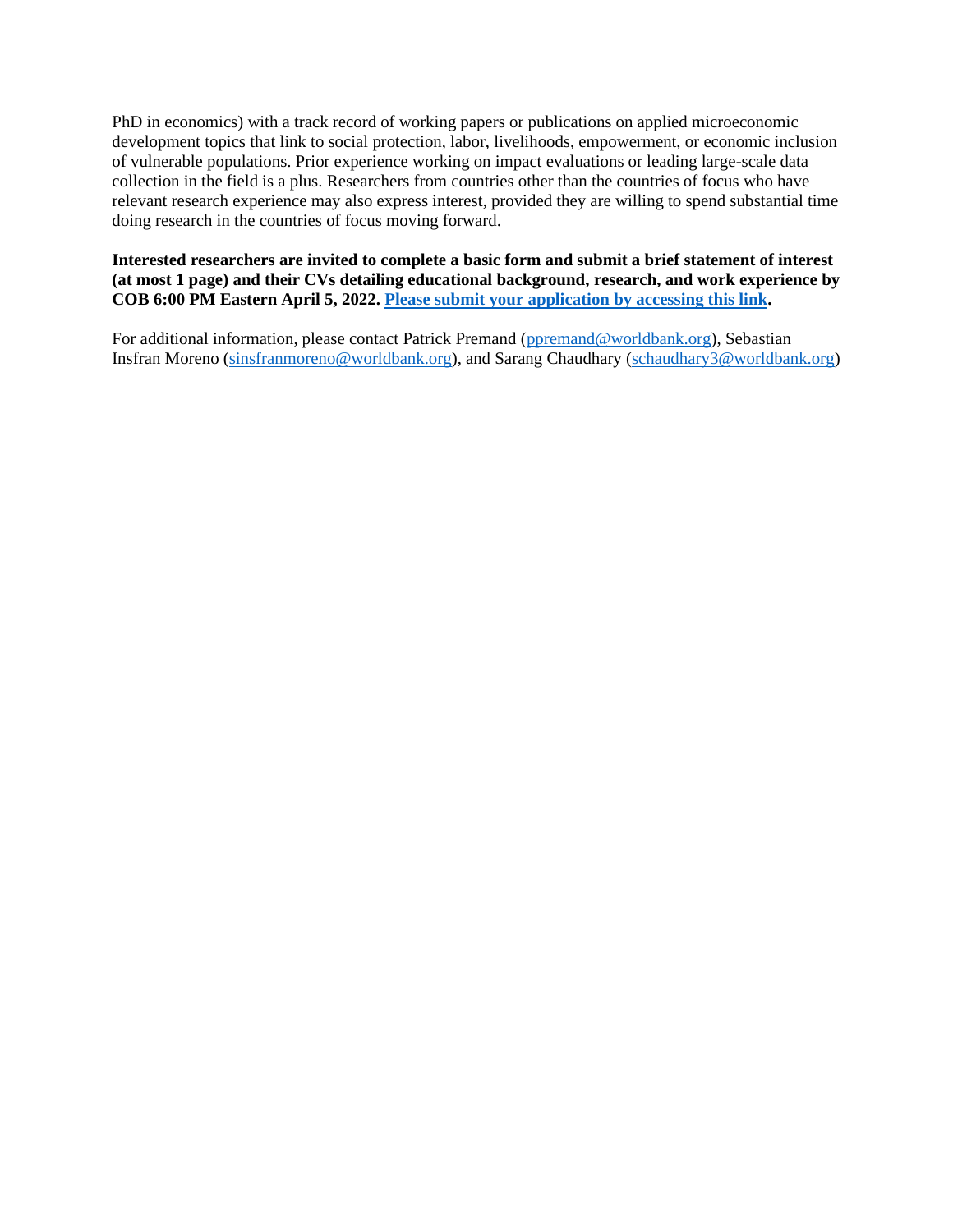PhD in economics) with a track record of working papers or publications on applied microeconomic development topics that link to social protection, labor, livelihoods, empowerment, or economic inclusion of vulnerable populations. Prior experience working on impact evaluations or leading large-scale data collection in the field is a plus. Researchers from countries other than the countries of focus who have relevant research experience may also express interest, provided they are willing to spend substantial time doing research in the countries of focus moving forward.

**Interested researchers are invited to complete a basic form and submit a brief statement of interest (at most 1 page) and their CVs detailing educational background, research, and work experience by COB 6:00 PM Eastern April 5, 2022. Please submit your application by accessing this link.**

For additional information, please contact Patrick Premand (ppremand@worldbank.org), Sebastian Insfran Moreno (sinsfranmoreno@worldbank.org), and Sarang Chaudhary (schaudhary3@worldbank.org)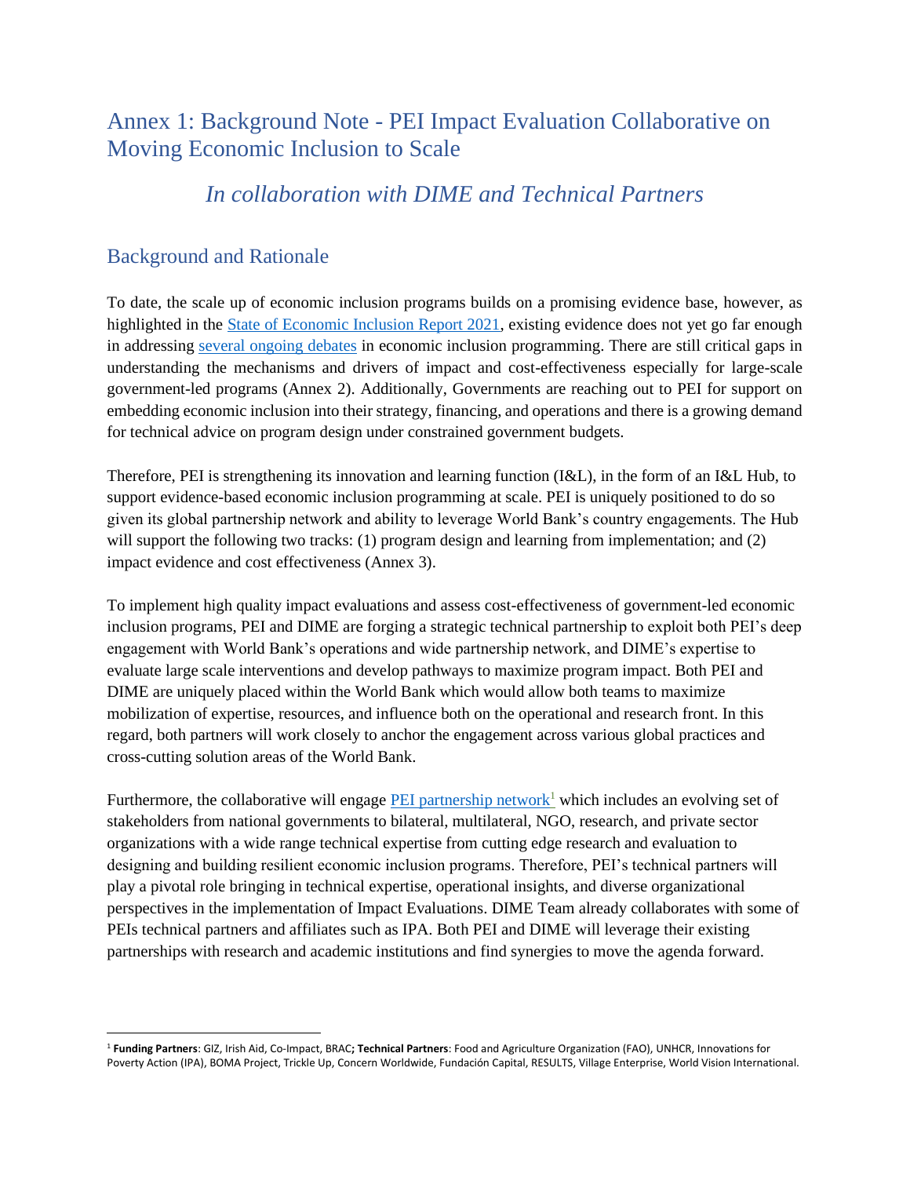# Annex 1: Background Note - PEI Impact Evaluation Collaborative on Moving Economic Inclusion to Scale

## *In collaboration with DIME and Technical Partners*

## Background and Rationale

To date, the scale up of economic inclusion programs builds on a promising evidence base, however, as highlighted in the State of Economic Inclusion Report 2021, existing evidence does not yet go far enough in addressing several ongoing debates in economic inclusion programming. There are still critical gaps in understanding the mechanisms and drivers of impact and cost-effectiveness especially for large-scale government-led programs (Annex 2). Additionally, Governments are reaching out to PEI for support on embedding economic inclusion into their strategy, financing, and operations and there is a growing demand for technical advice on program design under constrained government budgets.

Therefore, PEI is strengthening its innovation and learning function (I&L), in the form of an I&L Hub, to support evidence-based economic inclusion programming at scale. PEI is uniquely positioned to do so given its global partnership network and ability to leverage World Bank's country engagements. The Hub will support the following two tracks: (1) program design and learning from implementation; and (2) impact evidence and cost effectiveness (Annex 3).

To implement high quality impact evaluations and assess cost-effectiveness of government-led economic inclusion programs, PEI and DIME are forging a strategic technical partnership to exploit both PEI's deep engagement with World Bank's operations and wide partnership network, and DIME's expertise to evaluate large scale interventions and develop pathways to maximize program impact. Both PEI and DIME are uniquely placed within the World Bank which would allow both teams to maximize mobilization of expertise, resources, and influence both on the operational and research front. In this regard, both partners will work closely to anchor the engagement across various global practices and cross-cutting solution areas of the World Bank.

Furthermore, the collaborative will engage PEI partnership network[1] which includes an evolving set of stakeholders from national governments to bilateral, multilateral, NGO, research, and private sector organizations with a wide range technical expertise from cutting edge research and evaluation to designing and building resilient economic inclusion programs. Therefore, PEI's technical partners will play a pivotal role bringing in technical expertise, operational insights, and diverse organizational perspectives in the implementation of Impact Evaluations. DIME Team already collaborates with some of PEIs technical partners and affiliates such as IPA. Both PEI and DIME will leverage their existing partnerships with research and academic institutions and find synergies to move the agenda forward.

---

[1] **Funding Partners**: GIZ, Irish Aid, Co-Impact, BRAC**; Technical Partners**: Food and Agriculture Organization (FAO), UNHCR, Innovations for Poverty Action (IPA), BOMA Project, Trickle Up, Concern Worldwide, Fundación Capital, RESULTS, Village Enterprise, World Vision International.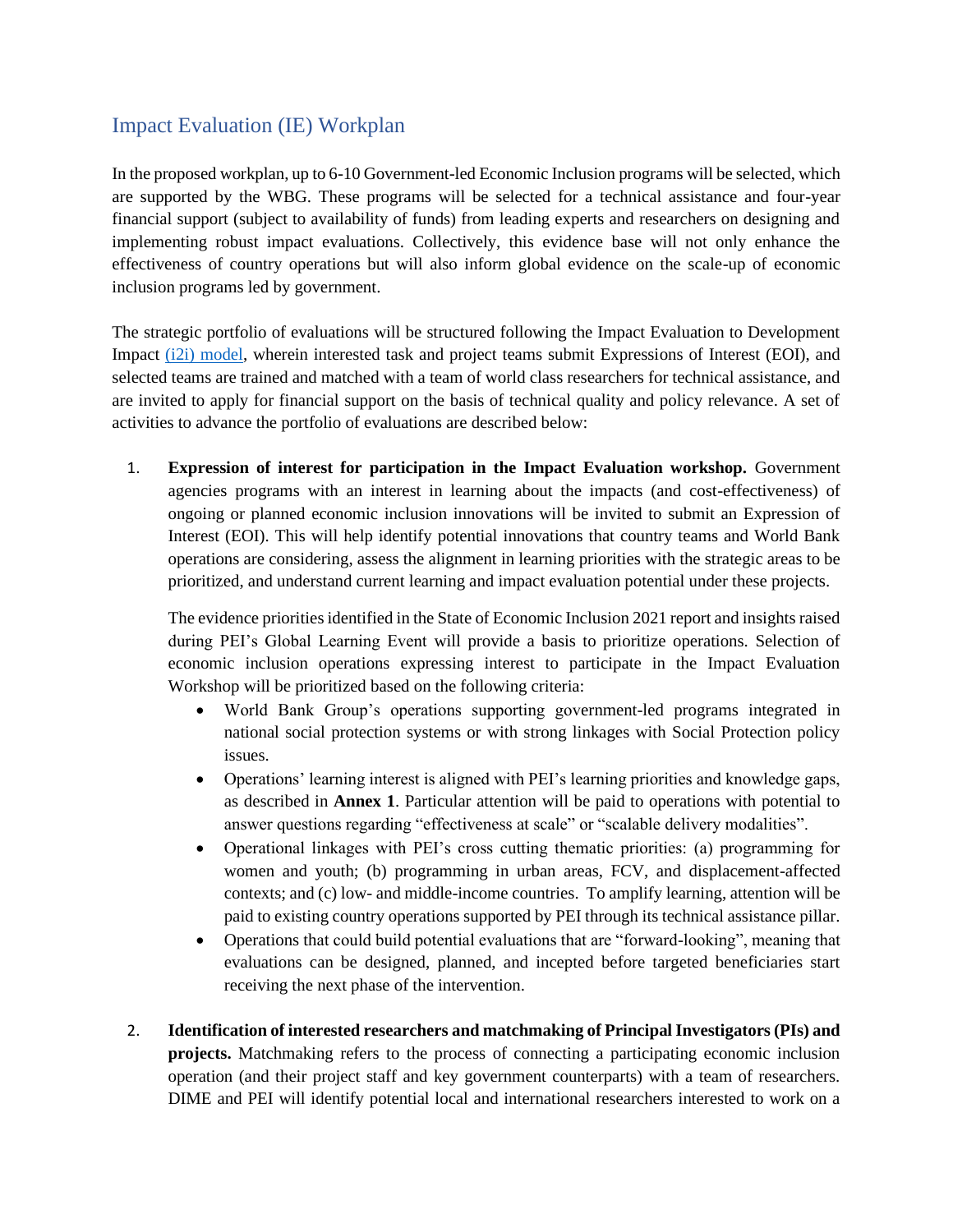## Impact Evaluation (IE) Workplan

In the proposed workplan, up to 6-10 Government-led Economic Inclusion programs will be selected, which are supported by the WBG. These programs will be selected for a technical assistance and four-year financial support (subject to availability of funds) from leading experts and researchers on designing and implementing robust impact evaluations. Collectively, this evidence base will not only enhance the effectiveness of country operations but will also inform global evidence on the scale-up of economic inclusion programs led by government.

The strategic portfolio of evaluations will be structured following the Impact Evaluation to Development Impact [(i2i) model](), wherein interested task and project teams submit Expressions of Interest (EOI), and selected teams are trained and matched with a team of world class researchers for technical assistance, and are invited to apply for financial support on the basis of technical quality and policy relevance. A set of activities to advance the portfolio of evaluations are described below:

1. **Expression of interest for participation in the Impact Evaluation workshop.** Government agencies programs with an interest in learning about the impacts (and cost-effectiveness) of ongoing or planned economic inclusion innovations will be invited to submit an Expression of Interest (EOI). This will help identify potential innovations that country teams and World Bank operations are considering, assess the alignment in learning priorities with the strategic areas to be prioritized, and understand current learning and impact evaluation potential under these projects.

   The evidence priorities identified in the State of Economic Inclusion 2021 report and insights raised during PEI's Global Learning Event will provide a basis to prioritize operations. Selection of economic inclusion operations expressing interest to participate in the Impact Evaluation Workshop will be prioritized based on the following criteria:

   - World Bank Group's operations supporting government-led programs integrated in national social protection systems or with strong linkages with Social Protection policy issues.
   - Operations' learning interest is aligned with PEI's learning priorities and knowledge gaps, as described in **Annex 1**. Particular attention will be paid to operations with potential to answer questions regarding "effectiveness at scale" or "scalable delivery modalities".
   - Operational linkages with PEI's cross cutting thematic priorities: (a) programming for women and youth; (b) programming in urban areas, FCV, and displacement-affected contexts; and (c) low- and middle-income countries. To amplify learning, attention will be paid to existing country operations supported by PEI through its technical assistance pillar.
   - Operations that could build potential evaluations that are "forward-looking", meaning that evaluations can be designed, planned, and incepted before targeted beneficiaries start receiving the next phase of the intervention.

2. **Identification of interested researchers and matchmaking of Principal Investigators (PIs) and projects.** Matchmaking refers to the process of connecting a participating economic inclusion operation (and their project staff and key government counterparts) with a team of researchers. DIME and PEI will identify potential local and international researchers interested to work on a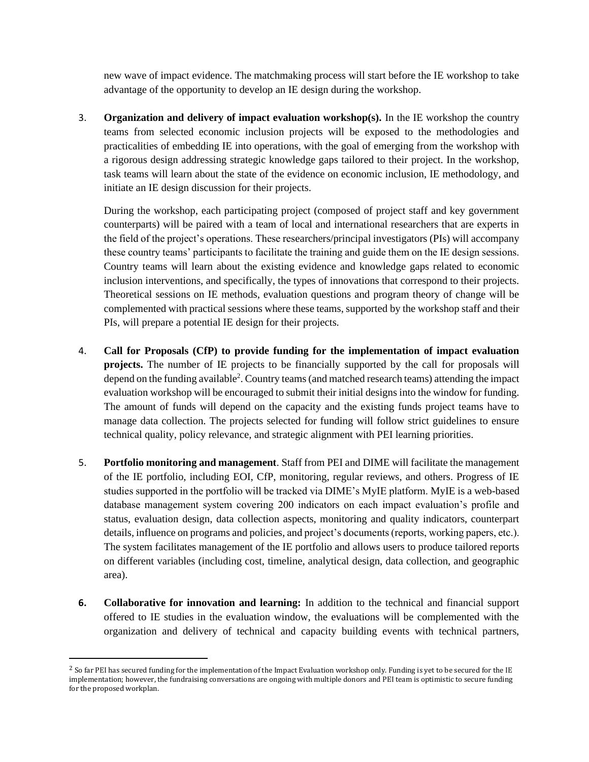new wave of impact evidence. The matchmaking process will start before the IE workshop to take advantage of the opportunity to develop an IE design during the workshop.

3. **Organization and delivery of impact evaluation workshop(s).** In the IE workshop the country teams from selected economic inclusion projects will be exposed to the methodologies and practicalities of embedding IE into operations, with the goal of emerging from the workshop with a rigorous design addressing strategic knowledge gaps tailored to their project. In the workshop, task teams will learn about the state of the evidence on economic inclusion, IE methodology, and initiate an IE design discussion for their projects.

   During the workshop, each participating project (composed of project staff and key government counterparts) will be paired with a team of local and international researchers that are experts in the field of the project's operations. These researchers/principal investigators (PIs) will accompany these country teams' participants to facilitate the training and guide them on the IE design sessions. Country teams will learn about the existing evidence and knowledge gaps related to economic inclusion interventions, and specifically, the types of innovations that correspond to their projects. Theoretical sessions on IE methods, evaluation questions and program theory of change will be complemented with practical sessions where these teams, supported by the workshop staff and their PIs, will prepare a potential IE design for their projects.

4. **Call for Proposals (CfP) to provide funding for the implementation of impact evaluation projects.** The number of IE projects to be financially supported by the call for proposals will depend on the funding available[2]. Country teams (and matched research teams) attending the impact evaluation workshop will be encouraged to submit their initial designs into the window for funding. The amount of funds will depend on the capacity and the existing funds project teams have to manage data collection. The projects selected for funding will follow strict guidelines to ensure technical quality, policy relevance, and strategic alignment with PEI learning priorities.

5. **Portfolio monitoring and management**. Staff from PEI and DIME will facilitate the management of the IE portfolio, including EOI, CfP, monitoring, regular reviews, and others. Progress of IE studies supported in the portfolio will be tracked via DIME's MyIE platform. MyIE is a web-based database management system covering 200 indicators on each impact evaluation's profile and status, evaluation design, data collection aspects, monitoring and quality indicators, counterpart details, influence on programs and policies, and project's documents (reports, working papers, etc.). The system facilitates management of the IE portfolio and allows users to produce tailored reports on different variables (including cost, timeline, analytical design, data collection, and geographic area).

6. **Collaborative for innovation and learning:** In addition to the technical and financial support offered to IE studies in the evaluation window, the evaluations will be complemented with the organization and delivery of technical and capacity building events with technical partners,

[2] So far PEI has secured funding for the implementation of the Impact Evaluation workshop only. Funding is yet to be secured for the IE implementation; however, the fundraising conversations are ongoing with multiple donors and PEI team is optimistic to secure funding for the proposed workplan.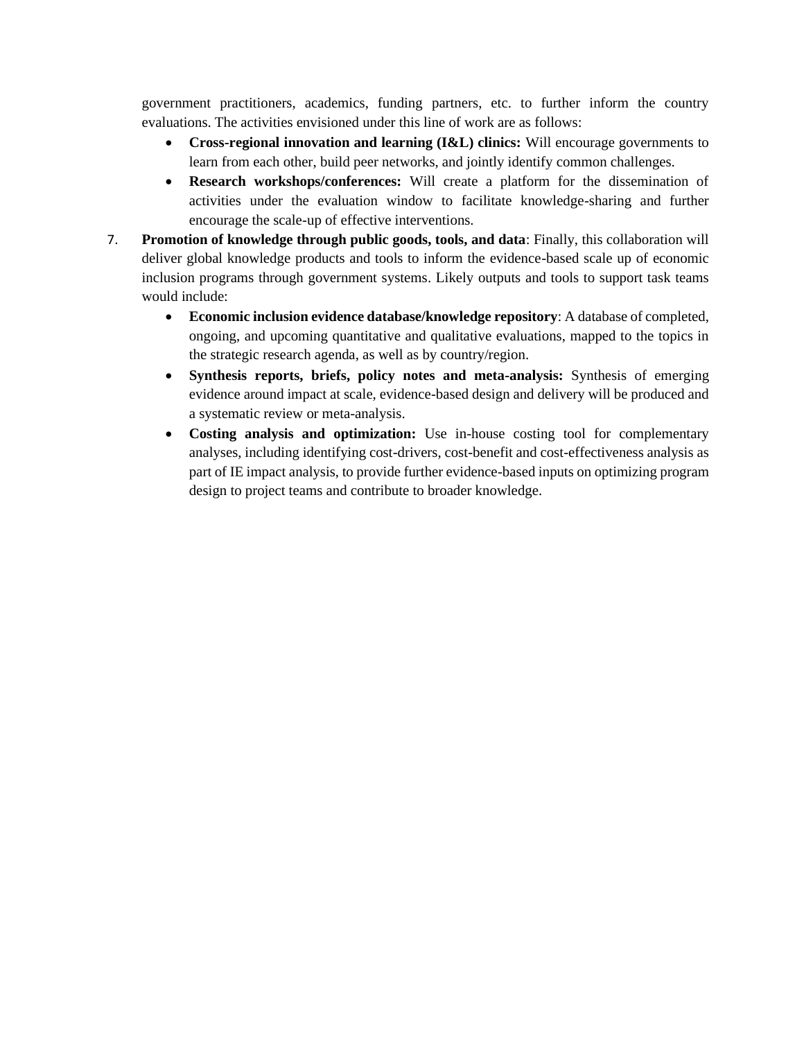government practitioners, academics, funding partners, etc. to further inform the country evaluations. The activities envisioned under this line of work are as follows:

- **Cross-regional innovation and learning (I&L) clinics:** Will encourage governments to learn from each other, build peer networks, and jointly identify common challenges.
- **Research workshops/conferences:** Will create a platform for the dissemination of activities under the evaluation window to facilitate knowledge-sharing and further encourage the scale-up of effective interventions.

7. **Promotion of knowledge through public goods, tools, and data**: Finally, this collaboration will deliver global knowledge products and tools to inform the evidence-based scale up of economic inclusion programs through government systems. Likely outputs and tools to support task teams would include:
    - **Economic inclusion evidence database/knowledge repository**: A database of completed, ongoing, and upcoming quantitative and qualitative evaluations, mapped to the topics in the strategic research agenda, as well as by country/region.
    - **Synthesis reports, briefs, policy notes and meta-analysis:** Synthesis of emerging evidence around impact at scale, evidence-based design and delivery will be produced and a systematic review or meta-analysis.
    - **Costing analysis and optimization:** Use in-house costing tool for complementary analyses, including identifying cost-drivers, cost-benefit and cost-effectiveness analysis as part of IE impact analysis, to provide further evidence-based inputs on optimizing program design to project teams and contribute to broader knowledge.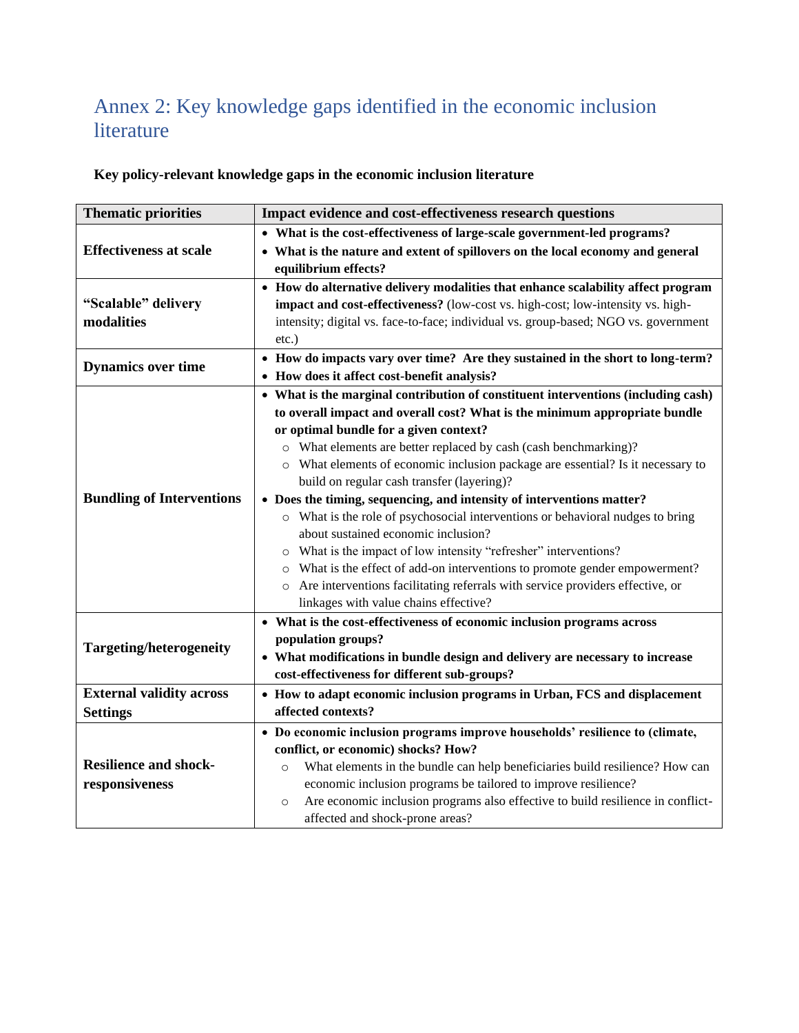# Annex 2: Key knowledge gaps identified in the economic inclusion literature

**Key policy-relevant knowledge gaps in the economic inclusion literature**

| Thematic priorities | Impact evidence and cost-effectiveness research questions |
|---|---|
| **Effectiveness at scale** | • **What is the cost-effectiveness of large-scale government-led programs?**<br>• **What is the nature and extent of spillovers on the local economy and general equilibrium effects?** |
| **"Scalable" delivery modalities** | • **How do alternative delivery modalities that enhance scalability affect program impact and cost-effectiveness?** (low-cost vs. high-cost; low-intensity vs. high-intensity; digital vs. face-to-face; individual vs. group-based; NGO vs. government etc.) |
| **Dynamics over time** | • **How do impacts vary over time? Are they sustained in the short to long-term?**<br>• **How does it affect cost-benefit analysis?** |
| **Bundling of Interventions** | • **What is the marginal contribution of constituent interventions (including cash) to overall impact and overall cost? What is the minimum appropriate bundle or optimal bundle for a given context?**<br>○ What elements are better replaced by cash (cash benchmarking)?<br>○ What elements of economic inclusion package are essential? Is it necessary to build on regular cash transfer (layering)?<br>• **Does the timing, sequencing, and intensity of interventions matter?**<br>○ What is the role of psychosocial interventions or behavioral nudges to bring about sustained economic inclusion?<br>○ What is the impact of low intensity "refresher" interventions?<br>○ What is the effect of add-on interventions to promote gender empowerment?<br>○ Are interventions facilitating referrals with service providers effective, or linkages with value chains effective? |
| **Targeting/heterogeneity** | • **What is the cost-effectiveness of economic inclusion programs across population groups?**<br>• **What modifications in bundle design and delivery are necessary to increase cost-effectiveness for different sub-groups?** |
| **External validity across Settings** | • **How to adapt economic inclusion programs in Urban, FCS and displacement affected contexts?** |
| **Resilience and shock-responsiveness** | • **Do economic inclusion programs improve households' resilience to (climate, conflict, or economic) shocks? How?**<br>○ What elements in the bundle can help beneficiaries build resilience? How can economic inclusion programs be tailored to improve resilience?<br>○ Are economic inclusion programs also effective to build resilience in conflict-affected and shock-prone areas? |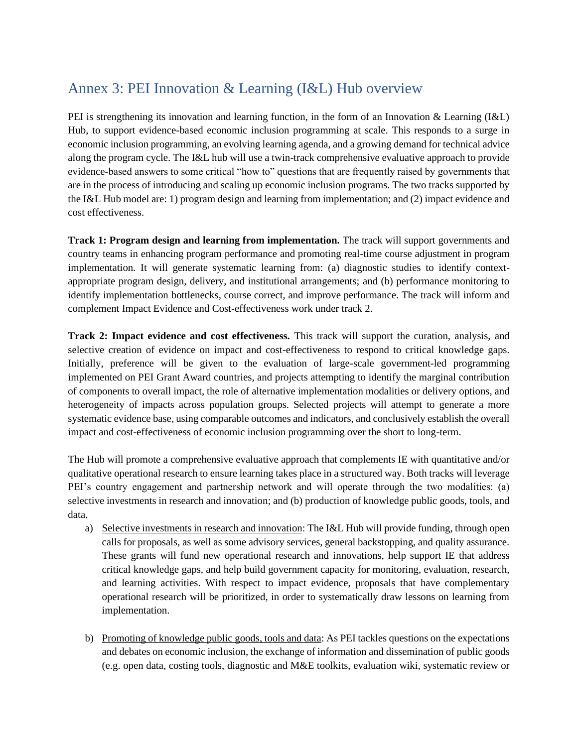## Annex 3: PEI Innovation & Learning (I&L) Hub overview

PEI is strengthening its innovation and learning function, in the form of an Innovation & Learning (I&L) Hub, to support evidence-based economic inclusion programming at scale. This responds to a surge in economic inclusion programming, an evolving learning agenda, and a growing demand for technical advice along the program cycle. The I&L hub will use a twin-track comprehensive evaluative approach to provide evidence-based answers to some critical "how to" questions that are frequently raised by governments that are in the process of introducing and scaling up economic inclusion programs. The two tracks supported by the I&L Hub model are: 1) program design and learning from implementation; and (2) impact evidence and cost effectiveness.

**Track 1: Program design and learning from implementation.** The track will support governments and country teams in enhancing program performance and promoting real-time course adjustment in program implementation. It will generate systematic learning from: (a) diagnostic studies to identify context-appropriate program design, delivery, and institutional arrangements; and (b) performance monitoring to identify implementation bottlenecks, course correct, and improve performance. The track will inform and complement Impact Evidence and Cost-effectiveness work under track 2.

**Track 2: Impact evidence and cost effectiveness.** This track will support the curation, analysis, and selective creation of evidence on impact and cost-effectiveness to respond to critical knowledge gaps. Initially, preference will be given to the evaluation of large-scale government-led programming implemented on PEI Grant Award countries, and projects attempting to identify the marginal contribution of components to overall impact, the role of alternative implementation modalities or delivery options, and heterogeneity of impacts across population groups. Selected projects will attempt to generate a more systematic evidence base, using comparable outcomes and indicators, and conclusively establish the overall impact and cost-effectiveness of economic inclusion programming over the short to long-term.

The Hub will promote a comprehensive evaluative approach that complements IE with quantitative and/or qualitative operational research to ensure learning takes place in a structured way. Both tracks will leverage PEI's country engagement and partnership network and will operate through the two modalities: (a) selective investments in research and innovation; and (b) production of knowledge public goods, tools, and data.

a) <u>Selective investments in research and innovation</u>: The I&L Hub will provide funding, through open calls for proposals, as well as some advisory services, general backstopping, and quality assurance. These grants will fund new operational research and innovations, help support IE that address critical knowledge gaps, and help build government capacity for monitoring, evaluation, research, and learning activities. With respect to impact evidence, proposals that have complementary operational research will be prioritized, in order to systematically draw lessons on learning from implementation.

b) <u>Promoting of knowledge public goods, tools and data</u>: As PEI tackles questions on the expectations and debates on economic inclusion, the exchange of information and dissemination of public goods (e.g. open data, costing tools, diagnostic and M&E toolkits, evaluation wiki, systematic review or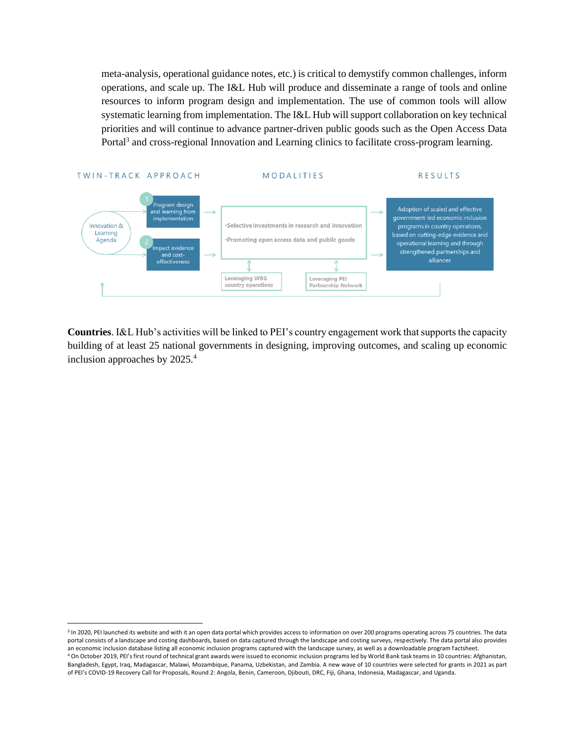meta-analysis, operational guidance notes, etc.) is critical to demystify common challenges, inform operations, and scale up. The I&L Hub will produce and disseminate a range of tools and online resources to inform program design and implementation. The use of common tools will allow systematic learning from implementation. The I&L Hub will support collaboration on key technical priorities and will continue to advance partner-driven public goods such as the Open Access Data Portal[3] and cross-regional Innovation and Learning clinics to facilitate cross-program learning.

TWIN-TRACK APPROACH

MODALITIES

RESULTS

Innovation & Learning Agenda

1 Program design and learning from implementation

2 Impact evidence and cost-effectiveness

•Selective investments in research and innovation

•Promoting open access data and public goods

Leveraging WBG country operations

Leveraging PEI Partnership Network

Adoption of scaled and effective government-led economic inclusion programs in country operations, based on cutting-edge evidence and operational learning and through strengthened partnerships and alliances

**Countries**. I&L Hub's activities will be linked to PEI's country engagement work that supports the capacity building of at least 25 national governments in designing, improving outcomes, and scaling up economic inclusion approaches by 2025.[4]

---

[3] In 2020, PEI launched its website and with it an open data portal which provides access to information on over 200 programs operating across 75 countries. The data portal consists of a landscape and costing dashboards, based on data captured through the landscape and costing surveys, respectively. The data portal also provides an economic inclusion database listing all economic inclusion programs captured with the landscape survey, as well as a downloadable program factsheet.

[4] On October 2019, PEI's first round of technical grant awards were issued to economic inclusion programs led by World Bank task teams in 10 countries: Afghanistan, Bangladesh, Egypt, Iraq, Madagascar, Malawi, Mozambique, Panama, Uzbekistan, and Zambia. A new wave of 10 countries were selected for grants in 2021 as part of PEI's COVID-19 Recovery Call for Proposals, Round 2: Angola, Benin, Cameroon, Djibouti, DRC, Fiji, Ghana, Indonesia, Madagascar, and Uganda.